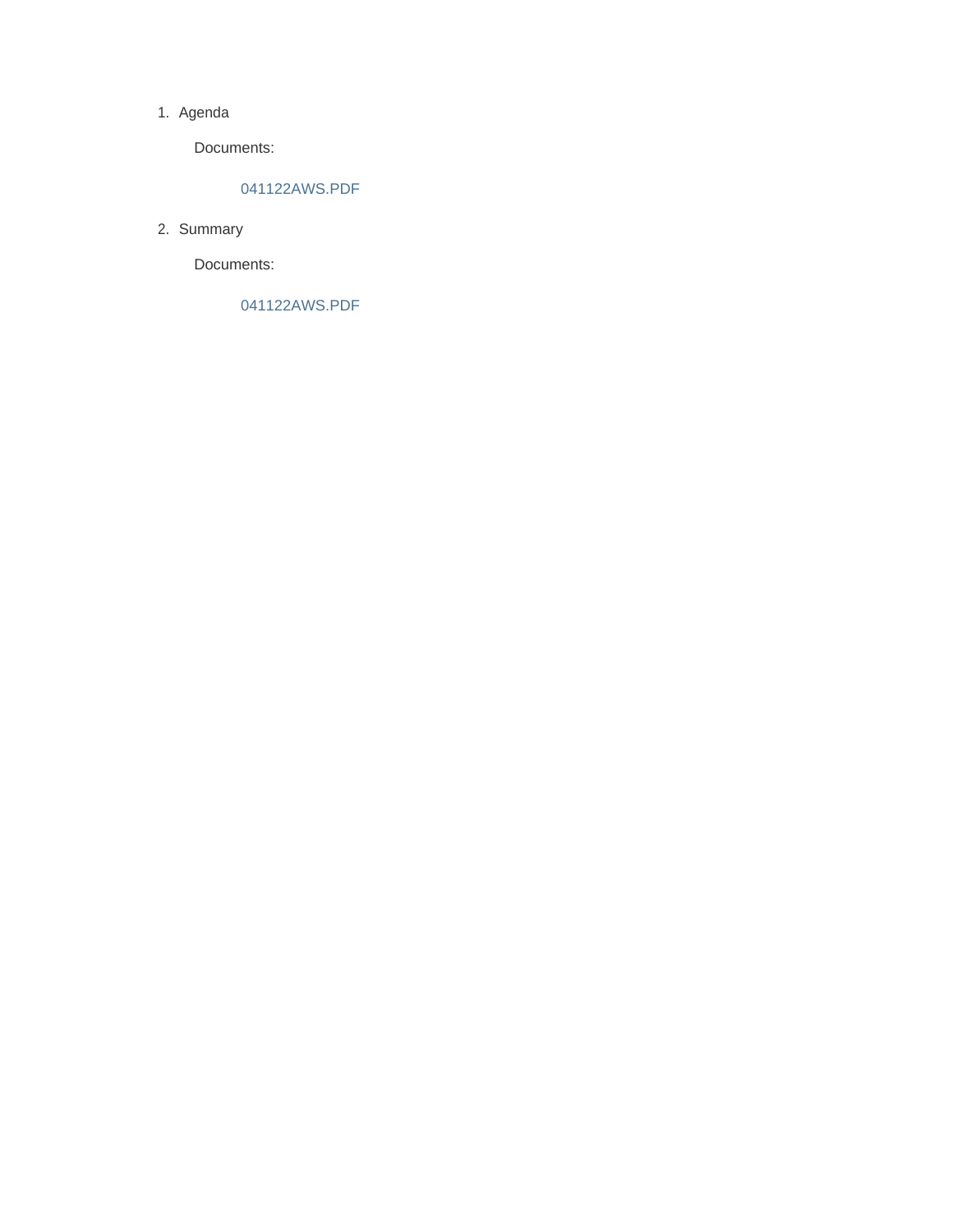1. Agenda

   Documents:

   041122AWS.PDF

2. Summary

   Documents:

   041122AWS.PDF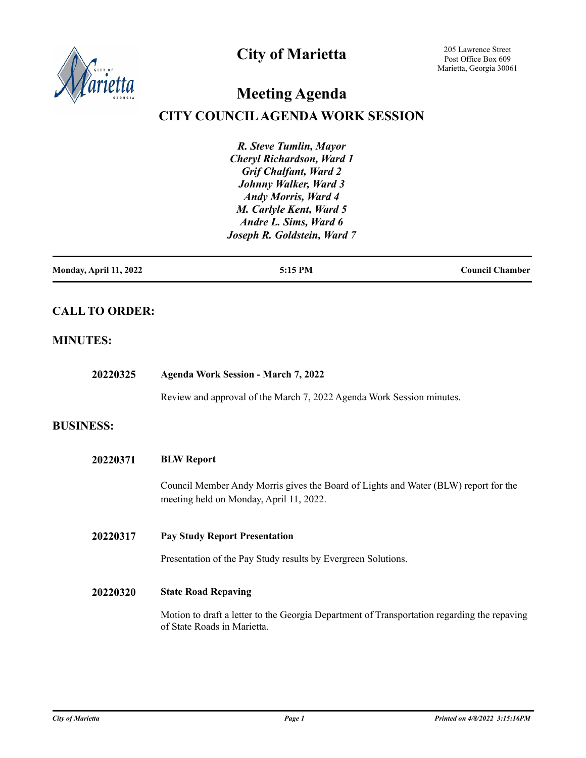# City of Marietta

205 Lawrence Street
Post Office Box 609
Marietta, Georgia 30061

# Meeting Agenda

## CITY COUNCIL AGENDA WORK SESSION

***R. Steve Tumlin, Mayor***
***Cheryl Richardson, Ward 1***
***Grif Chalfant, Ward 2***
***Johnny Walker, Ward 3***
***Andy Morris, Ward 4***
***M. Carlyle Kent, Ward 5***
***Andre L. Sims, Ward 6***
***Joseph R. Goldstein, Ward 7***

**Monday, April 11, 2022** | **5:15 PM** | **Council Chamber**

## CALL TO ORDER:

## MINUTES:

**20220325** **Agenda Work Session - March 7, 2022**

Review and approval of the March 7, 2022 Agenda Work Session minutes.

## BUSINESS:

**20220371** **BLW Report**

Council Member Andy Morris gives the Board of Lights and Water (BLW) report for the meeting held on Monday, April 11, 2022.

**20220317** **Pay Study Report Presentation**

Presentation of the Pay Study results by Evergreen Solutions.

**20220320** **State Road Repaving**

Motion to draft a letter to the Georgia Department of Transportation regarding the repaving of State Roads in Marietta.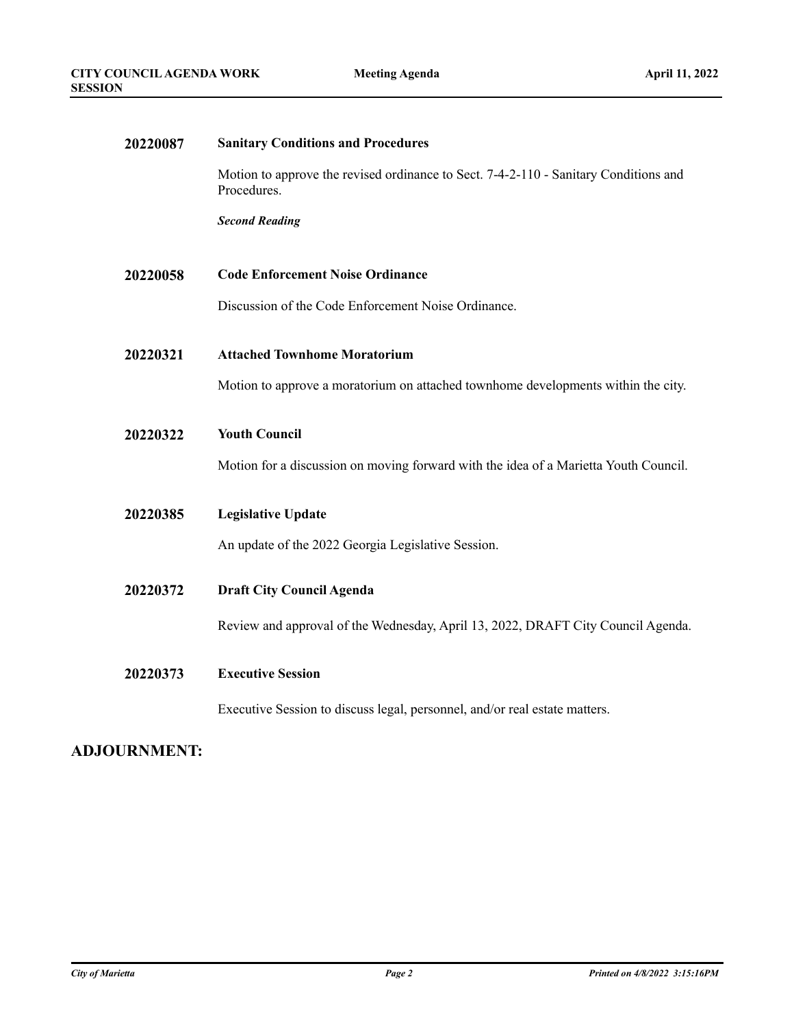**20220087** **Sanitary Conditions and Procedures**

Motion to approve the revised ordinance to Sect. 7-4-2-110 - Sanitary Conditions and Procedures.

***Second Reading***

**20220058** **Code Enforcement Noise Ordinance**

Discussion of the Code Enforcement Noise Ordinance.

**20220321** **Attached Townhome Moratorium**

Motion to approve a moratorium on attached townhome developments within the city.

**20220322** **Youth Council**

Motion for a discussion on moving forward with the idea of a Marietta Youth Council.

**20220385** **Legislative Update**

An update of the 2022 Georgia Legislative Session.

**20220372** **Draft City Council Agenda**

Review and approval of the Wednesday, April 13, 2022, DRAFT City Council Agenda.

**20220373** **Executive Session**

Executive Session to discuss legal, personnel, and/or real estate matters.

## ADJOURNMENT: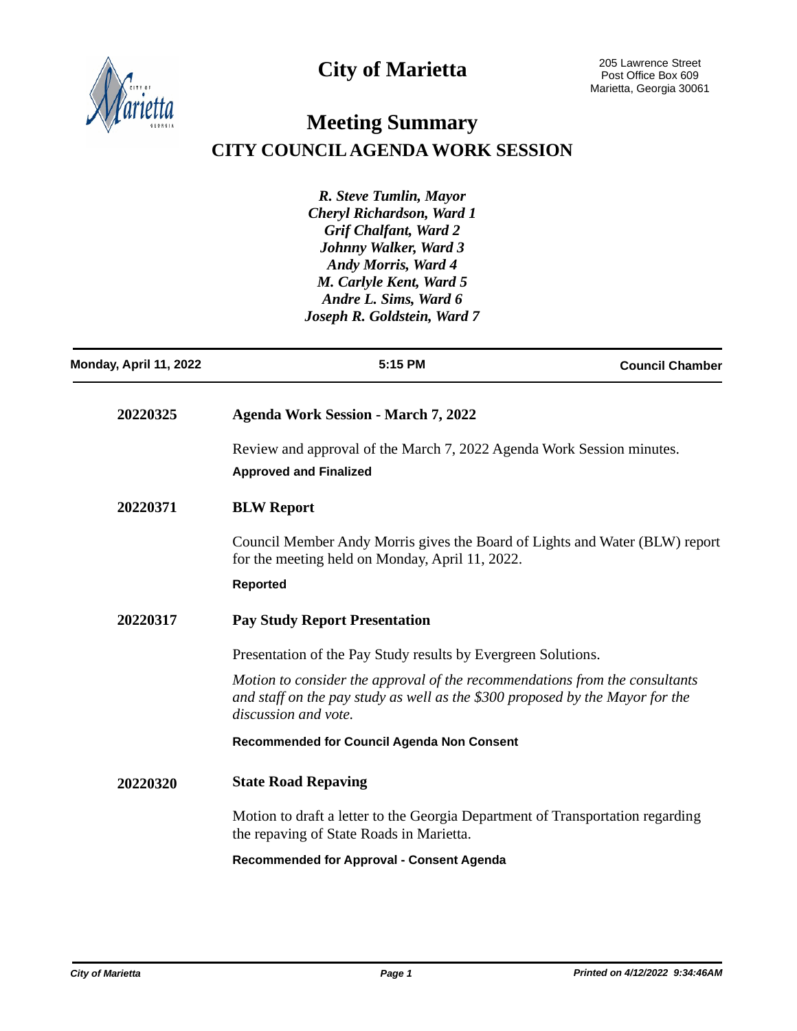# City of Marietta

205 Lawrence Street
Post Office Box 609
Marietta, Georgia 30061

## Meeting Summary

## CITY COUNCIL AGENDA WORK SESSION

*R. Steve Tumlin, Mayor*
*Cheryl Richardson, Ward 1*
*Grif Chalfant, Ward 2*
*Johnny Walker, Ward 3*
*Andy Morris, Ward 4*
*M. Carlyle Kent, Ward 5*
*Andre L. Sims, Ward 6*
*Joseph R. Goldstein, Ward 7*

**Monday, April 11, 2022** | **5:15 PM** | **Council Chamber**

---

**20220325** **Agenda Work Session - March 7, 2022**

Review and approval of the March 7, 2022 Agenda Work Session minutes.

**Approved and Finalized**

**20220371** **BLW Report**

Council Member Andy Morris gives the Board of Lights and Water (BLW) report for the meeting held on Monday, April 11, 2022.

**Reported**

**20220317** **Pay Study Report Presentation**

Presentation of the Pay Study results by Evergreen Solutions.

*Motion to consider the approval of the recommendations from the consultants and staff on the pay study as well as the $300 proposed by the Mayor for the discussion and vote.*

**Recommended for Council Agenda Non Consent**

**20220320** **State Road Repaving**

Motion to draft a letter to the Georgia Department of Transportation regarding the repaving of State Roads in Marietta.

**Recommended for Approval - Consent Agenda**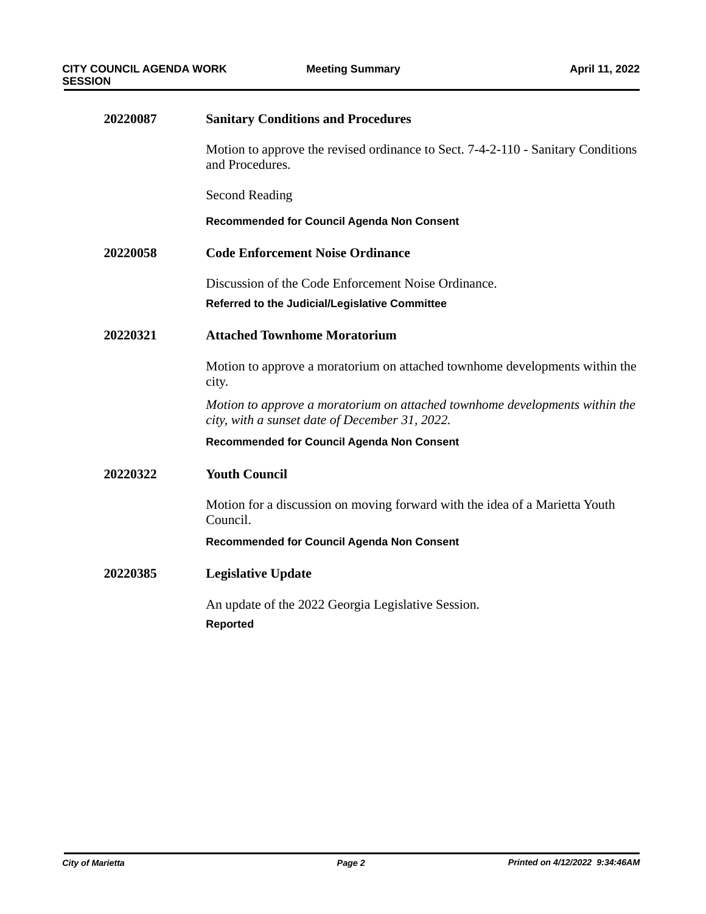**20220087** **Sanitary Conditions and Procedures**

Motion to approve the revised ordinance to Sect. 7-4-2-110 - Sanitary Conditions and Procedures.

Second Reading

**Recommended for Council Agenda Non Consent**

**20220058** **Code Enforcement Noise Ordinance**

Discussion of the Code Enforcement Noise Ordinance.

**Referred to the Judicial/Legislative Committee**

**20220321** **Attached Townhome Moratorium**

Motion to approve a moratorium on attached townhome developments within the city.

*Motion to approve a moratorium on attached townhome developments within the city, with a sunset date of December 31, 2022.*

**Recommended for Council Agenda Non Consent**

**20220322** **Youth Council**

Motion for a discussion on moving forward with the idea of a Marietta Youth Council.

**Recommended for Council Agenda Non Consent**

**20220385** **Legislative Update**

An update of the 2022 Georgia Legislative Session.

**Reported**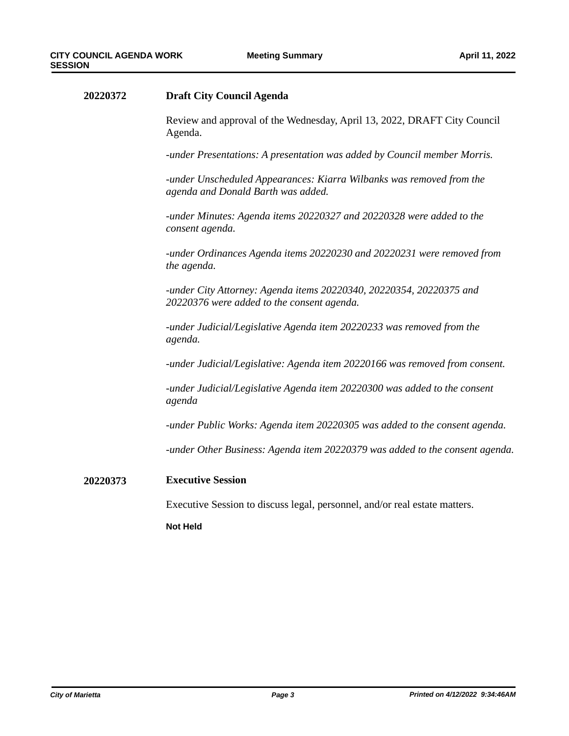**20220372** **Draft City Council Agenda**

Review and approval of the Wednesday, April 13, 2022, DRAFT City Council Agenda.

*-under Presentations: A presentation was added by Council member Morris.*

*-under Unscheduled Appearances: Kiarra Wilbanks was removed from the agenda and Donald Barth was added.*

*-under Minutes: Agenda items 20220327 and 20220328 were added to the consent agenda.*

*-under Ordinances Agenda items 20220230 and 20220231 were removed from the agenda.*

*-under City Attorney: Agenda items 20220340, 20220354, 20220375 and 20220376 were added to the consent agenda.*

*-under Judicial/Legislative Agenda item 20220233 was removed from the agenda.*

*-under Judicial/Legislative: Agenda item 20220166 was removed from consent.*

*-under Judicial/Legislative Agenda item 20220300 was added to the consent agenda*

*-under Public Works: Agenda item 20220305 was added to the consent agenda.*

*-under Other Business: Agenda item 20220379 was added to the consent agenda.*

**20220373** **Executive Session**

Executive Session to discuss legal, personnel, and/or real estate matters.

**Not Held**